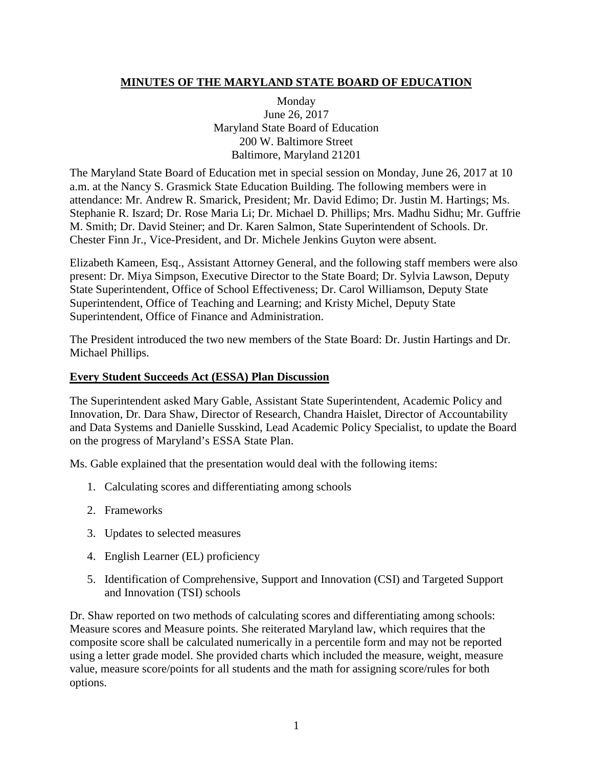# MINUTES OF THE MARYLAND STATE BOARD OF EDUCATION

Monday
June 26, 2017
Maryland State Board of Education
200 W. Baltimore Street
Baltimore, Maryland 21201

The Maryland State Board of Education met in special session on Monday, June 26, 2017 at 10 a.m. at the Nancy S. Grasmick State Education Building. The following members were in attendance: Mr. Andrew R. Smarick, President; Mr. David Edimo; Dr. Justin M. Hartings; Ms. Stephanie R. Iszard; Dr. Rose Maria Li; Dr. Michael D. Phillips; Mrs. Madhu Sidhu; Mr. Guffrie M. Smith; Dr. David Steiner; and Dr. Karen Salmon, State Superintendent of Schools. Dr. Chester Finn Jr., Vice-President, and Dr. Michele Jenkins Guyton were absent.

Elizabeth Kameen, Esq., Assistant Attorney General, and the following staff members were also present: Dr. Miya Simpson, Executive Director to the State Board; Dr. Sylvia Lawson, Deputy State Superintendent, Office of School Effectiveness; Dr. Carol Williamson, Deputy State Superintendent, Office of Teaching and Learning; and Kristy Michel, Deputy State Superintendent, Office of Finance and Administration.

The President introduced the two new members of the State Board: Dr. Justin Hartings and Dr. Michael Phillips.

## Every Student Succeeds Act (ESSA) Plan Discussion

The Superintendent asked Mary Gable, Assistant State Superintendent, Academic Policy and Innovation, Dr. Dara Shaw, Director of Research, Chandra Haislet, Director of Accountability and Data Systems and Danielle Susskind, Lead Academic Policy Specialist, to update the Board on the progress of Maryland's ESSA State Plan.

Ms. Gable explained that the presentation would deal with the following items:

1. Calculating scores and differentiating among schools
2. Frameworks
3. Updates to selected measures
4. English Learner (EL) proficiency
5. Identification of Comprehensive, Support and Innovation (CSI) and Targeted Support and Innovation (TSI) schools

Dr. Shaw reported on two methods of calculating scores and differentiating among schools: Measure scores and Measure points. She reiterated Maryland law, which requires that the composite score shall be calculated numerically in a percentile form and may not be reported using a letter grade model. She provided charts which included the measure, weight, measure value, measure score/points for all students and the math for assigning score/rules for both options.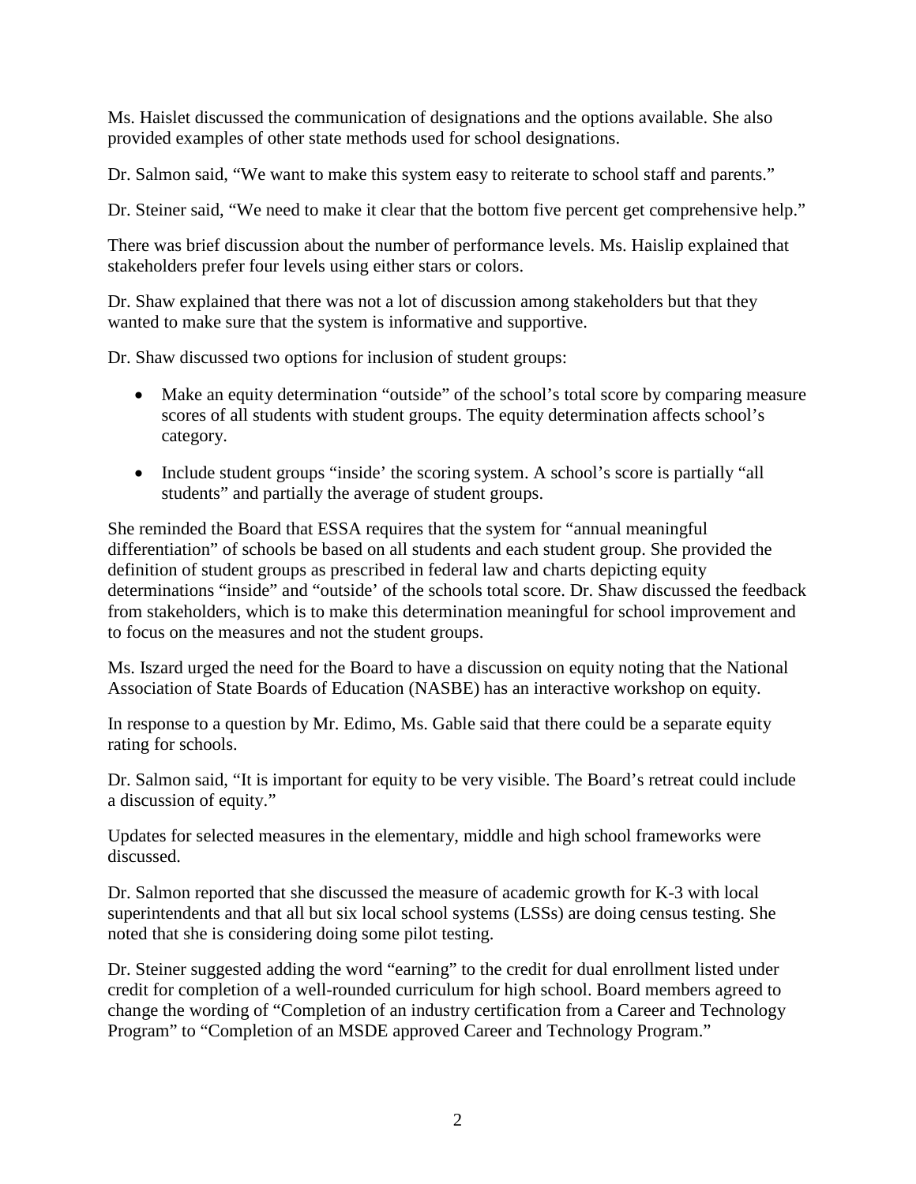Ms. Haislet discussed the communication of designations and the options available. She also provided examples of other state methods used for school designations.

Dr. Salmon said, "We want to make this system easy to reiterate to school staff and parents."

Dr. Steiner said, "We need to make it clear that the bottom five percent get comprehensive help."

There was brief discussion about the number of performance levels. Ms. Haislip explained that stakeholders prefer four levels using either stars or colors.

Dr. Shaw explained that there was not a lot of discussion among stakeholders but that they wanted to make sure that the system is informative and supportive.

Dr. Shaw discussed two options for inclusion of student groups:

- Make an equity determination "outside" of the school's total score by comparing measure scores of all students with student groups. The equity determination affects school's category.
- Include student groups "inside' the scoring system. A school's score is partially "all students" and partially the average of student groups.

She reminded the Board that ESSA requires that the system for "annual meaningful differentiation" of schools be based on all students and each student group. She provided the definition of student groups as prescribed in federal law and charts depicting equity determinations "inside" and "outside' of the schools total score. Dr. Shaw discussed the feedback from stakeholders, which is to make this determination meaningful for school improvement and to focus on the measures and not the student groups.

Ms. Iszard urged the need for the Board to have a discussion on equity noting that the National Association of State Boards of Education (NASBE) has an interactive workshop on equity.

In response to a question by Mr. Edimo, Ms. Gable said that there could be a separate equity rating for schools.

Dr. Salmon said, "It is important for equity to be very visible. The Board's retreat could include a discussion of equity."

Updates for selected measures in the elementary, middle and high school frameworks were discussed.

Dr. Salmon reported that she discussed the measure of academic growth for K-3 with local superintendents and that all but six local school systems (LSSs) are doing census testing. She noted that she is considering doing some pilot testing.

Dr. Steiner suggested adding the word "earning" to the credit for dual enrollment listed under credit for completion of a well-rounded curriculum for high school. Board members agreed to change the wording of "Completion of an industry certification from a Career and Technology Program" to "Completion of an MSDE approved Career and Technology Program."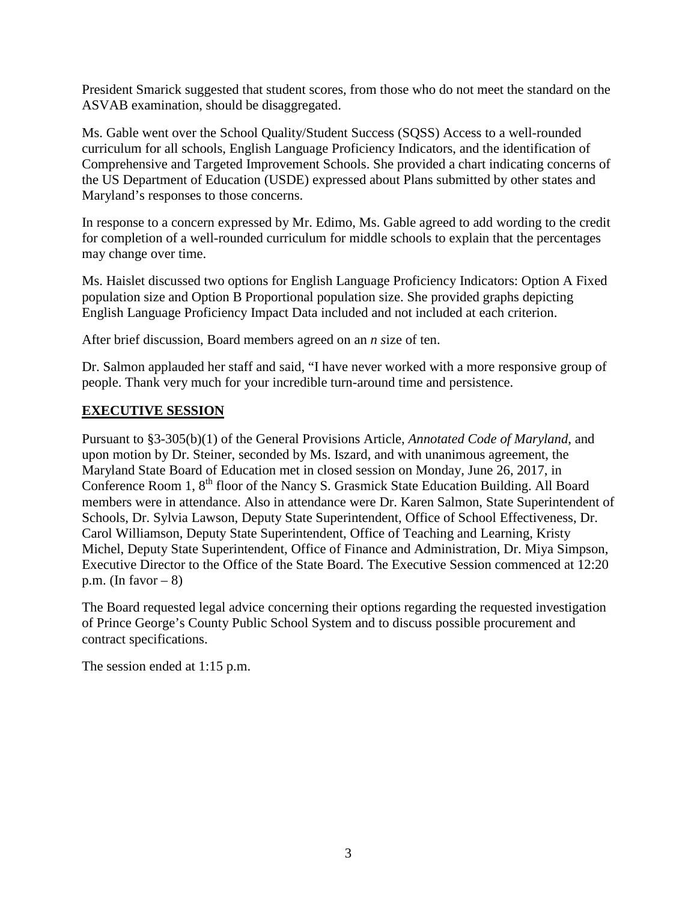President Smarick suggested that student scores, from those who do not meet the standard on the ASVAB examination, should be disaggregated.

Ms. Gable went over the School Quality/Student Success (SQSS) Access to a well-rounded curriculum for all schools, English Language Proficiency Indicators, and the identification of Comprehensive and Targeted Improvement Schools. She provided a chart indicating concerns of the US Department of Education (USDE) expressed about Plans submitted by other states and Maryland's responses to those concerns.

In response to a concern expressed by Mr. Edimo, Ms. Gable agreed to add wording to the credit for completion of a well-rounded curriculum for middle schools to explain that the percentages may change over time.

Ms. Haislet discussed two options for English Language Proficiency Indicators: Option A Fixed population size and Option B Proportional population size. She provided graphs depicting English Language Proficiency Impact Data included and not included at each criterion.

After brief discussion, Board members agreed on an *n s*ize of ten.

Dr. Salmon applauded her staff and said, "I have never worked with a more responsive group of people. Thank very much for your incredible turn-around time and persistence.

## EXECUTIVE SESSION

Pursuant to §3-305(b)(1) of the General Provisions Article, *Annotated Code of Maryland*, and upon motion by Dr. Steiner, seconded by Ms. Iszard, and with unanimous agreement, the Maryland State Board of Education met in closed session on Monday, June 26, 2017, in Conference Room 1, 8th floor of the Nancy S. Grasmick State Education Building. All Board members were in attendance. Also in attendance were Dr. Karen Salmon, State Superintendent of Schools, Dr. Sylvia Lawson, Deputy State Superintendent, Office of School Effectiveness, Dr. Carol Williamson, Deputy State Superintendent, Office of Teaching and Learning, Kristy Michel, Deputy State Superintendent, Office of Finance and Administration, Dr. Miya Simpson, Executive Director to the Office of the State Board. The Executive Session commenced at 12:20 p.m. (In favor – 8)

The Board requested legal advice concerning their options regarding the requested investigation of Prince George's County Public School System and to discuss possible procurement and contract specifications.

The session ended at 1:15 p.m.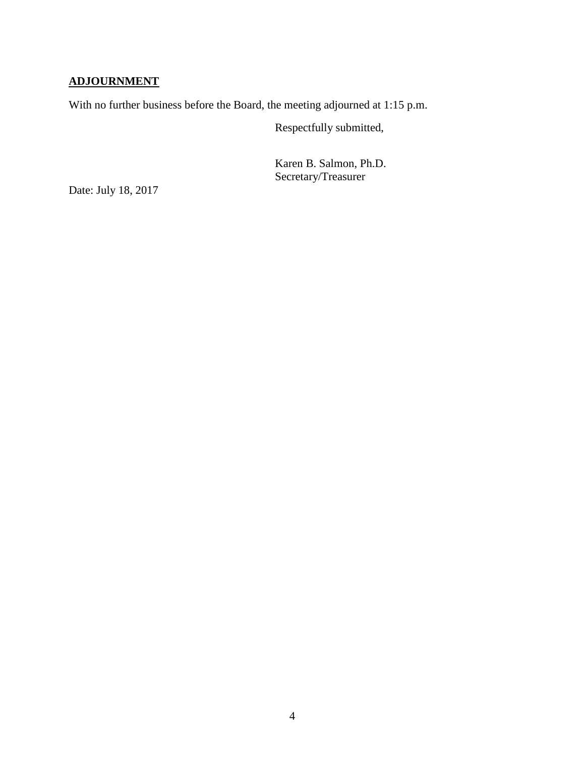**ADJOURNMENT**

With no further business before the Board, the meeting adjourned at 1:15 p.m.

Respectfully submitted,

Karen B. Salmon, Ph.D.
Secretary/Treasurer

Date: July 18, 2017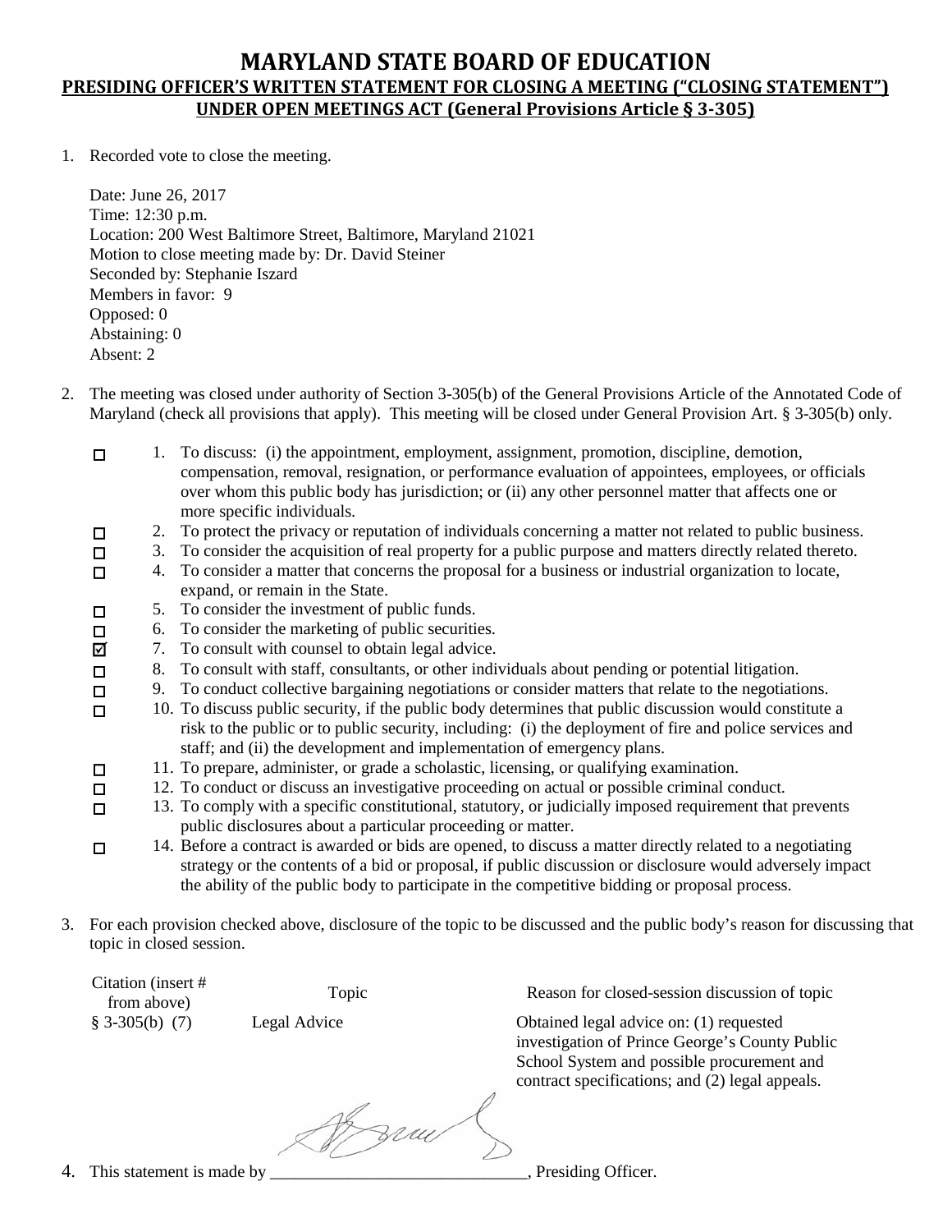# MARYLAND STATE BOARD OF EDUCATION

## PRESIDING OFFICER'S WRITTEN STATEMENT FOR CLOSING A MEETING ("CLOSING STATEMENT") UNDER OPEN MEETINGS ACT (General Provisions Article § 3-305)

1. Recorded vote to close the meeting.

   Date: June 26, 2017
   Time: 12:30 p.m.
   Location: 200 West Baltimore Street, Baltimore, Maryland 21021
   Motion to close meeting made by: Dr. David Steiner
   Seconded by: Stephanie Iszard
   Members in favor: 9
   Opposed: 0
   Abstaining: 0
   Absent: 2

2. The meeting was closed under authority of Section 3-305(b) of the General Provisions Article of the Annotated Code of Maryland (check all provisions that apply). This meeting will be closed under General Provision Art. § 3-305(b) only.

   - ☐ 1. To discuss: (i) the appointment, employment, assignment, promotion, discipline, demotion, compensation, removal, resignation, or performance evaluation of appointees, employees, or officials over whom this public body has jurisdiction; or (ii) any other personnel matter that affects one or more specific individuals.
   - ☐ 2. To protect the privacy or reputation of individuals concerning a matter not related to public business.
   - ☐ 3. To consider the acquisition of real property for a public purpose and matters directly related thereto.
   - ☐ 4. To consider a matter that concerns the proposal for a business or industrial organization to locate, expand, or remain in the State.
   - ☐ 5. To consider the investment of public funds.
   - ☐ 6. To consider the marketing of public securities.
   - ☑ 7. To consult with counsel to obtain legal advice.
   - ☐ 8. To consult with staff, consultants, or other individuals about pending or potential litigation.
   - ☐ 9. To conduct collective bargaining negotiations or consider matters that relate to the negotiations.
   - ☐ 10. To discuss public security, if the public body determines that public discussion would constitute a risk to the public or to public security, including: (i) the deployment of fire and police services and staff; and (ii) the development and implementation of emergency plans.
   - ☐ 11. To prepare, administer, or grade a scholastic, licensing, or qualifying examination.
   - ☐ 12. To conduct or discuss an investigative proceeding on actual or possible criminal conduct.
   - ☐ 13. To comply with a specific constitutional, statutory, or judicially imposed requirement that prevents public disclosures about a particular proceeding or matter.
   - ☐ 14. Before a contract is awarded or bids are opened, to discuss a matter directly related to a negotiating strategy or the contents of a bid or proposal, if public discussion or disclosure would adversely impact the ability of the public body to participate in the competitive bidding or proposal process.

3. For each provision checked above, disclosure of the topic to be discussed and the public body's reason for discussing that topic in closed session.

| Citation (insert # from above) | Topic | Reason for closed-session discussion of topic |
|---|---|---|
| § 3-305(b) (7) | Legal Advice | Obtained legal advice on: (1) requested investigation of Prince George's County Public School System and possible procurement and contract specifications; and (2) legal appeals. |

4. This statement is made by _______________________________, Presiding Officer.